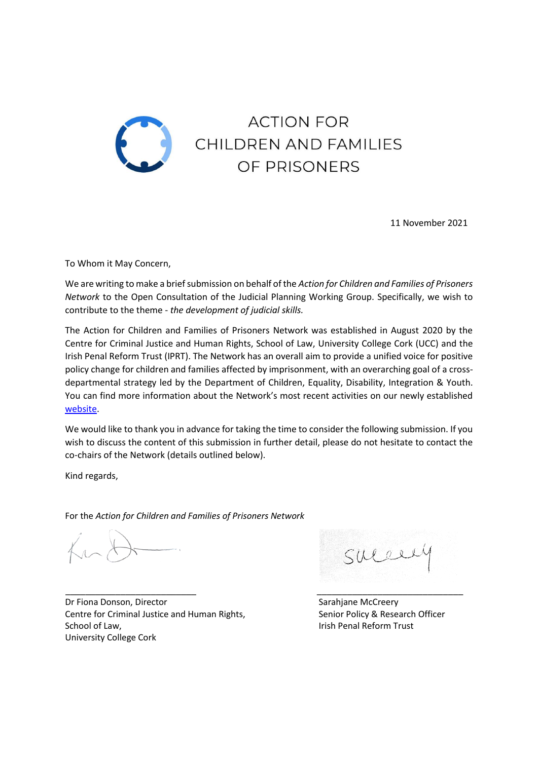# ACTION FOR CHILDREN AND FAMILIES OF PRISONERS

11 November 2021

To Whom it May Concern,

We are writing to make a brief submission on behalf of the *Action for Children and Families of Prisoners Network* to the Open Consultation of the Judicial Planning Working Group. Specifically, we wish to contribute to the theme - *the development of judicial skills.*

The Action for Children and Families of Prisoners Network was established in August 2020 by the Centre for Criminal Justice and Human Rights, School of Law, University College Cork (UCC) and the Irish Penal Reform Trust (IPRT). The Network has an overall aim to provide a unified voice for positive policy change for children and families affected by imprisonment, with an overarching goal of a cross-departmental strategy led by the Department of Children, Equality, Disability, Integration & Youth. You can find more information about the Network's most recent activities on our newly established website.

We would like to thank you in advance for taking the time to consider the following submission. If you wish to discuss the content of this submission in further detail, please do not hesitate to contact the co-chairs of the Network (details outlined below).

Kind regards,

For the *Action for Children and Families of Prisoners Network*

Dr Fiona Donson, Director
Centre for Criminal Justice and Human Rights,
School of Law,
University College Cork

Sarahjane McCreery
Senior Policy & Research Officer
Irish Penal Reform Trust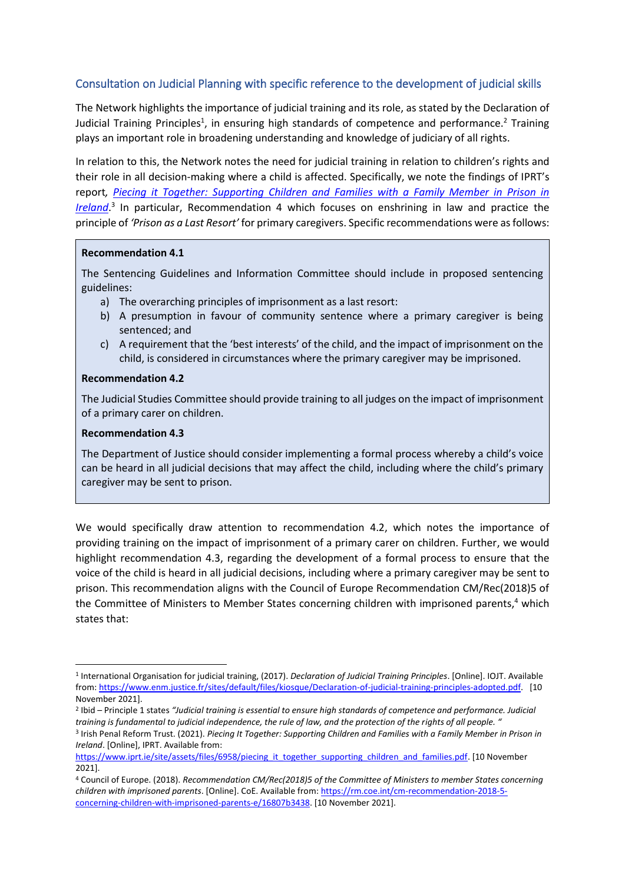## Consultation on Judicial Planning with specific reference to the development of judicial skills

The Network highlights the importance of judicial training and its role, as stated by the Declaration of Judicial Training Principles[1], in ensuring high standards of competence and performance.[2] Training plays an important role in broadening understanding and knowledge of judiciary of all rights.

In relation to this, the Network notes the need for judicial training in relation to children's rights and their role in all decision-making where a child is affected. Specifically, we note the findings of IPRT's report, [*Piecing it Together: Supporting Children and Families with a Family Member in Prison in Ireland*](https://www.iprt.ie/site/assets/files/6958/piecing_it_together_supporting_children_and_families.pdf).[3] In particular, Recommendation 4 which focuses on enshrining in law and practice the principle of *'Prison as a Last Resort'* for primary caregivers. Specific recommendations were as follows:

> **Recommendation 4.1**
>
> The Sentencing Guidelines and Information Committee should include in proposed sentencing guidelines:
>
> a) The overarching principles of imprisonment as a last resort:
> b) A presumption in favour of community sentence where a primary caregiver is being sentenced; and
> c) A requirement that the 'best interests' of the child, and the impact of imprisonment on the child, is considered in circumstances where the primary caregiver may be imprisoned.
>
> **Recommendation 4.2**
>
> The Judicial Studies Committee should provide training to all judges on the impact of imprisonment of a primary carer on children.
>
> **Recommendation 4.3**
>
> The Department of Justice should consider implementing a formal process whereby a child's voice can be heard in all judicial decisions that may affect the child, including where the child's primary caregiver may be sent to prison.

We would specifically draw attention to recommendation 4.2, which notes the importance of providing training on the impact of imprisonment of a primary carer on children. Further, we would highlight recommendation 4.3, regarding the development of a formal process to ensure that the voice of the child is heard in all judicial decisions, including where a primary caregiver may be sent to prison. This recommendation aligns with the Council of Europe Recommendation CM/Rec(2018)5 of the Committee of Ministers to Member States concerning children with imprisoned parents,[4] which states that:

---

[1] International Organisation for judicial training, (2017). *Declaration of Judicial Training Principles*. [Online]. IOJT. Available from: https://www.enm.justice.fr/sites/default/files/kiosque/Declaration-of-judicial-training-principles-adopted.pdf. [10 November 2021].

[2] Ibid – Principle 1 states *"Judicial training is essential to ensure high standards of competence and performance. Judicial training is fundamental to judicial independence, the rule of law, and the protection of the rights of all people. "*

[3] Irish Penal Reform Trust. (2021). *Piecing It Together: Supporting Children and Families with a Family Member in Prison in Ireland*. [Online], IPRT. Available from: https://www.iprt.ie/site/assets/files/6958/piecing_it_together_supporting_children_and_families.pdf. [10 November 2021].

[4] Council of Europe. (2018). *Recommendation CM/Rec(2018)5 of the Committee of Ministers to member States concerning children with imprisoned parents*. [Online]. CoE. Available from: https://rm.coe.int/cm-recommendation-2018-5-concerning-children-with-imprisoned-parents-e/16807b3438. [10 November 2021].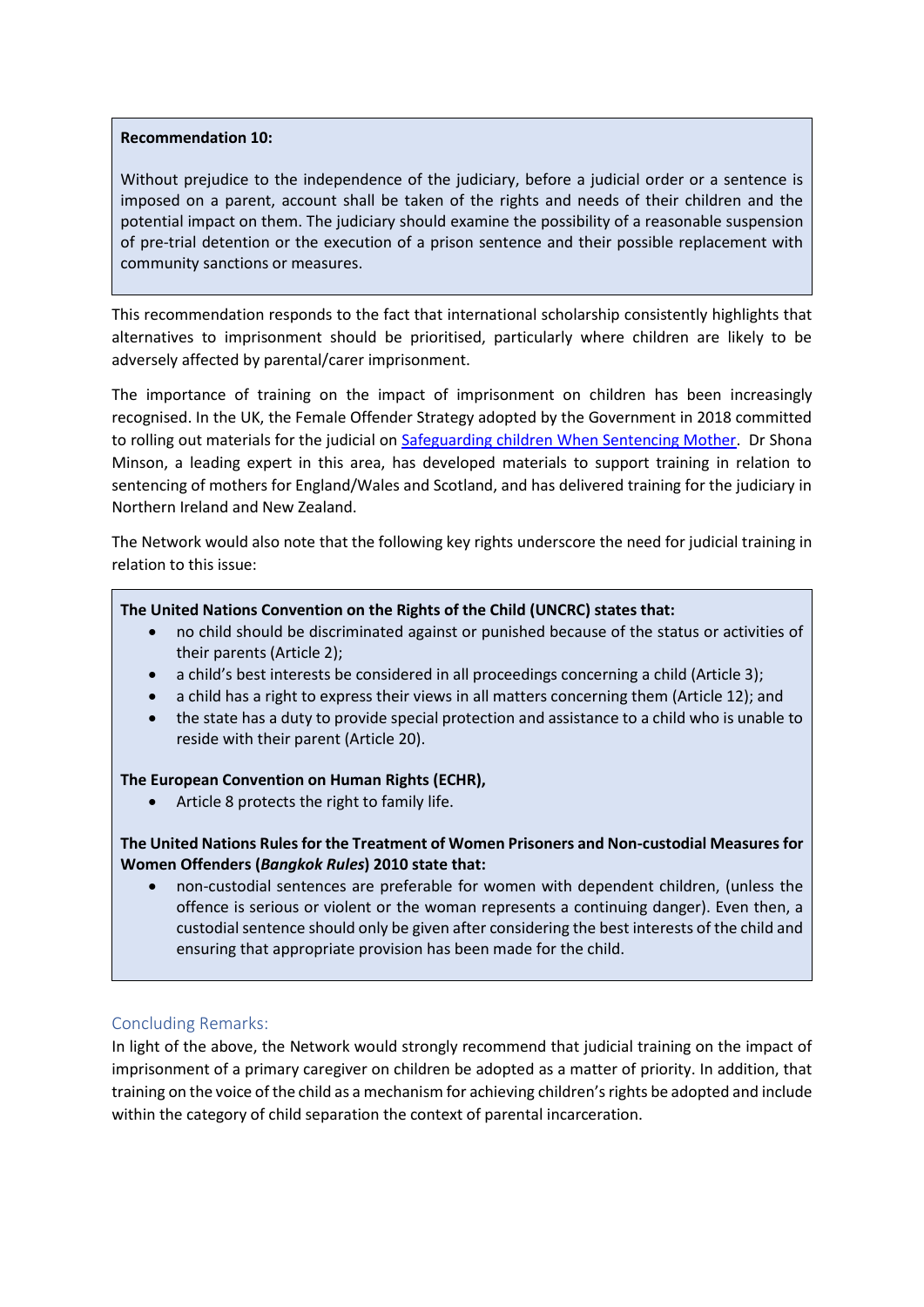**Recommendation 10:**

Without prejudice to the independence of the judiciary, before a judicial order or a sentence is imposed on a parent, account shall be taken of the rights and needs of their children and the potential impact on them. The judiciary should examine the possibility of a reasonable suspension of pre-trial detention or the execution of a prison sentence and their possible replacement with community sanctions or measures.

This recommendation responds to the fact that international scholarship consistently highlights that alternatives to imprisonment should be prioritised, particularly where children are likely to be adversely affected by parental/carer imprisonment.

The importance of training on the impact of imprisonment on children has been increasingly recognised. In the UK, the Female Offender Strategy adopted by the Government in 2018 committed to rolling out materials for the judicial on [Safeguarding children When Sentencing Mother](). Dr Shona Minson, a leading expert in this area, has developed materials to support training in relation to sentencing of mothers for England/Wales and Scotland, and has delivered training for the judiciary in Northern Ireland and New Zealand.

The Network would also note that the following key rights underscore the need for judicial training in relation to this issue:

**The United Nations Convention on the Rights of the Child (UNCRC) states that:**

- no child should be discriminated against or punished because of the status or activities of their parents (Article 2);
- a child's best interests be considered in all proceedings concerning a child (Article 3);
- a child has a right to express their views in all matters concerning them (Article 12); and
- the state has a duty to provide special protection and assistance to a child who is unable to reside with their parent (Article 20).

**The European Convention on Human Rights (ECHR),**

- Article 8 protects the right to family life.

**The United Nations Rules for the Treatment of Women Prisoners and Non-custodial Measures for Women Offenders (*Bangkok Rules*) 2010 state that:**

- non-custodial sentences are preferable for women with dependent children, (unless the offence is serious or violent or the woman represents a continuing danger). Even then, a custodial sentence should only be given after considering the best interests of the child and ensuring that appropriate provision has been made for the child.

## Concluding Remarks:

In light of the above, the Network would strongly recommend that judicial training on the impact of imprisonment of a primary caregiver on children be adopted as a matter of priority. In addition, that training on the voice of the child as a mechanism for achieving children's rights be adopted and include within the category of child separation the context of parental incarceration.